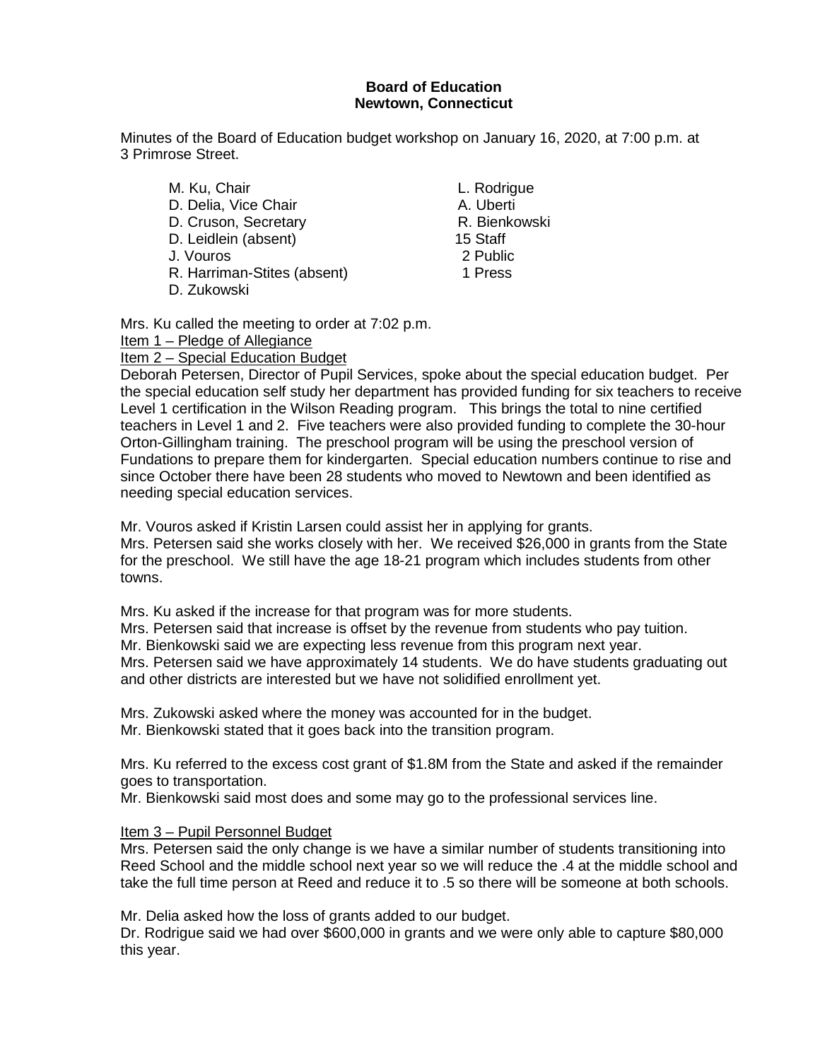**Board of Education**
**Newtown, Connecticut**

Minutes of the Board of Education budget workshop on January 16, 2020, at 7:00 p.m. at 3 Primrose Street.

| | |
|---|---|
| M. Ku, Chair | L. Rodrigue |
| D. Delia, Vice Chair | A. Uberti |
| D. Cruson, Secretary | R. Bienkowski |
| D. Leidlein (absent) | 15 Staff |
| J. Vouros | 2 Public |
| R. Harriman-Stites (absent) | 1 Press |
| D. Zukowski | |

Mrs. Ku called the meeting to order at 7:02 p.m.

Item 1 – Pledge of Allegiance

Item 2 – Special Education Budget

Deborah Petersen, Director of Pupil Services, spoke about the special education budget. Per the special education self study her department has provided funding for six teachers to receive Level 1 certification in the Wilson Reading program. This brings the total to nine certified teachers in Level 1 and 2. Five teachers were also provided funding to complete the 30-hour Orton-Gillingham training. The preschool program will be using the preschool version of Fundations to prepare them for kindergarten. Special education numbers continue to rise and since October there have been 28 students who moved to Newtown and been identified as needing special education services.

Mr. Vouros asked if Kristin Larsen could assist her in applying for grants.
Mrs. Petersen said she works closely with her. We received $26,000 in grants from the State for the preschool. We still have the age 18-21 program which includes students from other towns.

Mrs. Ku asked if the increase for that program was for more students.
Mrs. Petersen said that increase is offset by the revenue from students who pay tuition.
Mr. Bienkowski said we are expecting less revenue from this program next year.
Mrs. Petersen said we have approximately 14 students. We do have students graduating out and other districts are interested but we have not solidified enrollment yet.

Mrs. Zukowski asked where the money was accounted for in the budget.
Mr. Bienkowski stated that it goes back into the transition program.

Mrs. Ku referred to the excess cost grant of $1.8M from the State and asked if the remainder goes to transportation.
Mr. Bienkowski said most does and some may go to the professional services line.

Item 3 – Pupil Personnel Budget

Mrs. Petersen said the only change is we have a similar number of students transitioning into Reed School and the middle school next year so we will reduce the .4 at the middle school and take the full time person at Reed and reduce it to .5 so there will be someone at both schools.

Mr. Delia asked how the loss of grants added to our budget.
Dr. Rodrigue said we had over $600,000 in grants and we were only able to capture $80,000 this year.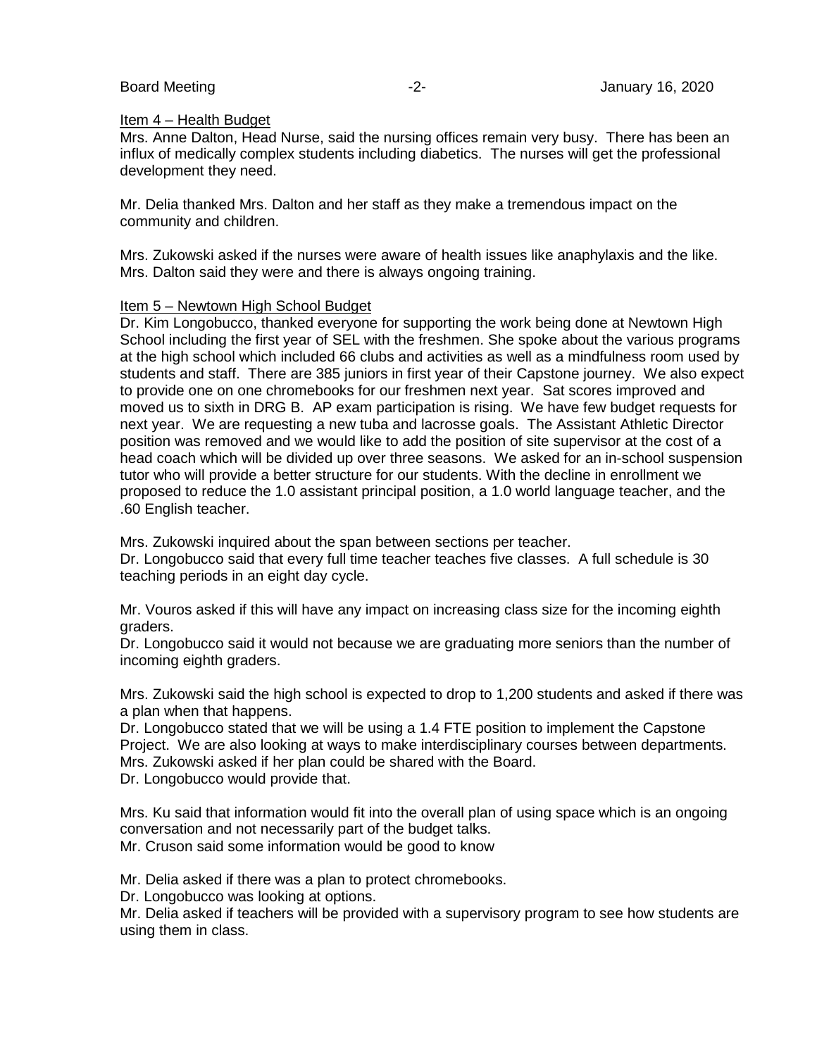Item 4 – Health Budget

Mrs. Anne Dalton, Head Nurse, said the nursing offices remain very busy. There has been an influx of medically complex students including diabetics. The nurses will get the professional development they need.

Mr. Delia thanked Mrs. Dalton and her staff as they make a tremendous impact on the community and children.

Mrs. Zukowski asked if the nurses were aware of health issues like anaphylaxis and the like. Mrs. Dalton said they were and there is always ongoing training.

Item 5 – Newtown High School Budget

Dr. Kim Longobucco, thanked everyone for supporting the work being done at Newtown High School including the first year of SEL with the freshmen. She spoke about the various programs at the high school which included 66 clubs and activities as well as a mindfulness room used by students and staff. There are 385 juniors in first year of their Capstone journey. We also expect to provide one on one chromebooks for our freshmen next year. Sat scores improved and moved us to sixth in DRG B. AP exam participation is rising. We have few budget requests for next year. We are requesting a new tuba and lacrosse goals. The Assistant Athletic Director position was removed and we would like to add the position of site supervisor at the cost of a head coach which will be divided up over three seasons. We asked for an in-school suspension tutor who will provide a better structure for our students. With the decline in enrollment we proposed to reduce the 1.0 assistant principal position, a 1.0 world language teacher, and the .60 English teacher.

Mrs. Zukowski inquired about the span between sections per teacher.
Dr. Longobucco said that every full time teacher teaches five classes. A full schedule is 30 teaching periods in an eight day cycle.

Mr. Vouros asked if this will have any impact on increasing class size for the incoming eighth graders.
Dr. Longobucco said it would not because we are graduating more seniors than the number of incoming eighth graders.

Mrs. Zukowski said the high school is expected to drop to 1,200 students and asked if there was a plan when that happens.
Dr. Longobucco stated that we will be using a 1.4 FTE position to implement the Capstone Project. We are also looking at ways to make interdisciplinary courses between departments.
Mrs. Zukowski asked if her plan could be shared with the Board.
Dr. Longobucco would provide that.

Mrs. Ku said that information would fit into the overall plan of using space which is an ongoing conversation and not necessarily part of the budget talks.
Mr. Cruson said some information would be good to know

Mr. Delia asked if there was a plan to protect chromebooks.
Dr. Longobucco was looking at options.
Mr. Delia asked if teachers will be provided with a supervisory program to see how students are using them in class.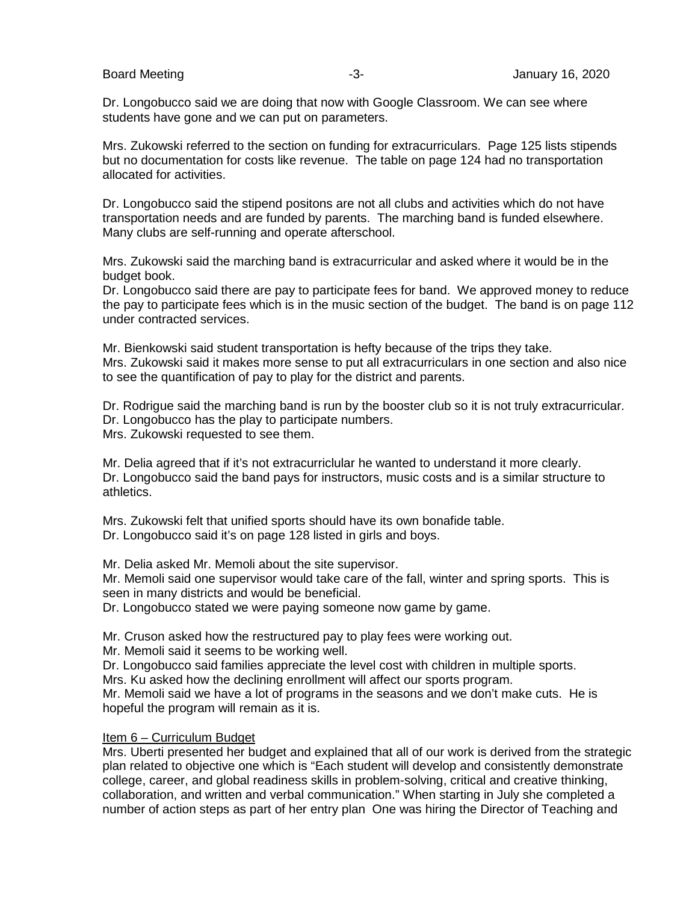Dr. Longobucco said we are doing that now with Google Classroom. We can see where students have gone and we can put on parameters.

Mrs. Zukowski referred to the section on funding for extracurriculars. Page 125 lists stipends but no documentation for costs like revenue. The table on page 124 had no transportation allocated for activities.

Dr. Longobucco said the stipend positons are not all clubs and activities which do not have transportation needs and are funded by parents. The marching band is funded elsewhere. Many clubs are self-running and operate afterschool.

Mrs. Zukowski said the marching band is extracurricular and asked where it would be in the budget book.
Dr. Longobucco said there are pay to participate fees for band. We approved money to reduce the pay to participate fees which is in the music section of the budget. The band is on page 112 under contracted services.

Mr. Bienkowski said student transportation is hefty because of the trips they take.
Mrs. Zukowski said it makes more sense to put all extracurriculars in one section and also nice to see the quantification of pay to play for the district and parents.

Dr. Rodrigue said the marching band is run by the booster club so it is not truly extracurricular.
Dr. Longobucco has the play to participate numbers.
Mrs. Zukowski requested to see them.

Mr. Delia agreed that if it's not extracurriclular he wanted to understand it more clearly.
Dr. Longobucco said the band pays for instructors, music costs and is a similar structure to athletics.

Mrs. Zukowski felt that unified sports should have its own bonafide table.
Dr. Longobucco said it's on page 128 listed in girls and boys.

Mr. Delia asked Mr. Memoli about the site supervisor.
Mr. Memoli said one supervisor would take care of the fall, winter and spring sports. This is seen in many districts and would be beneficial.
Dr. Longobucco stated we were paying someone now game by game.

Mr. Cruson asked how the restructured pay to play fees were working out.
Mr. Memoli said it seems to be working well.
Dr. Longobucco said families appreciate the level cost with children in multiple sports.
Mrs. Ku asked how the declining enrollment will affect our sports program.
Mr. Memoli said we have a lot of programs in the seasons and we don't make cuts. He is hopeful the program will remain as it is.

Item 6 – Curriculum Budget
Mrs. Uberti presented her budget and explained that all of our work is derived from the strategic plan related to objective one which is "Each student will develop and consistently demonstrate college, career, and global readiness skills in problem-solving, critical and creative thinking, collaboration, and written and verbal communication." When starting in July she completed a number of action steps as part of her entry plan One was hiring the Director of Teaching and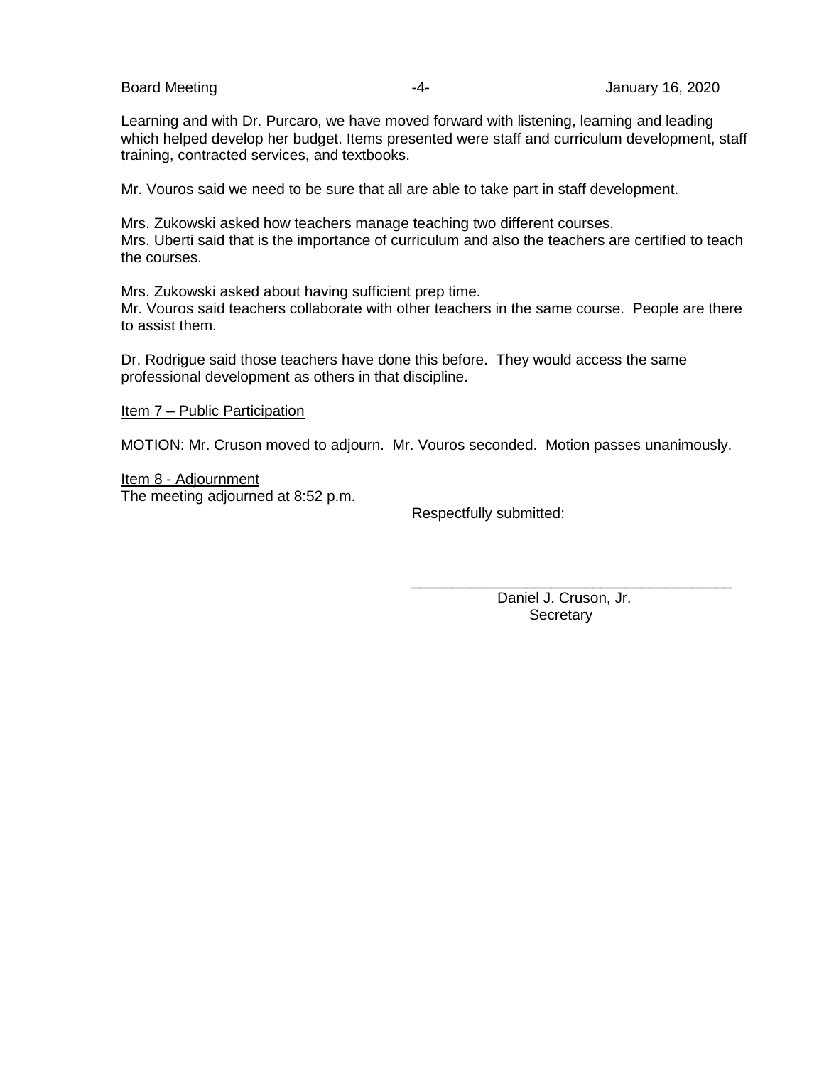Learning and with Dr. Purcaro, we have moved forward with listening, learning and leading which helped develop her budget. Items presented were staff and curriculum development, staff training, contracted services, and textbooks.

Mr. Vouros said we need to be sure that all are able to take part in staff development.

Mrs. Zukowski asked how teachers manage teaching two different courses.
Mrs. Uberti said that is the importance of curriculum and also the teachers are certified to teach the courses.

Mrs. Zukowski asked about having sufficient prep time.
Mr. Vouros said teachers collaborate with other teachers in the same course. People are there to assist them.

Dr. Rodrigue said those teachers have done this before. They would access the same professional development as others in that discipline.

<u>Item 7 – Public Participation</u>

MOTION: Mr. Cruson moved to adjourn. Mr. Vouros seconded. Motion passes unanimously.

<u>Item 8 - Adjournment</u>
The meeting adjourned at 8:52 p.m.

Respectfully submitted:

\_\_\_\_\_\_\_\_\_\_\_\_\_\_\_\_\_\_\_\_\_\_\_\_\_\_\_\_\_\_\_\_\_\_\_\_\_\_\_
Daniel J. Cruson, Jr.
Secretary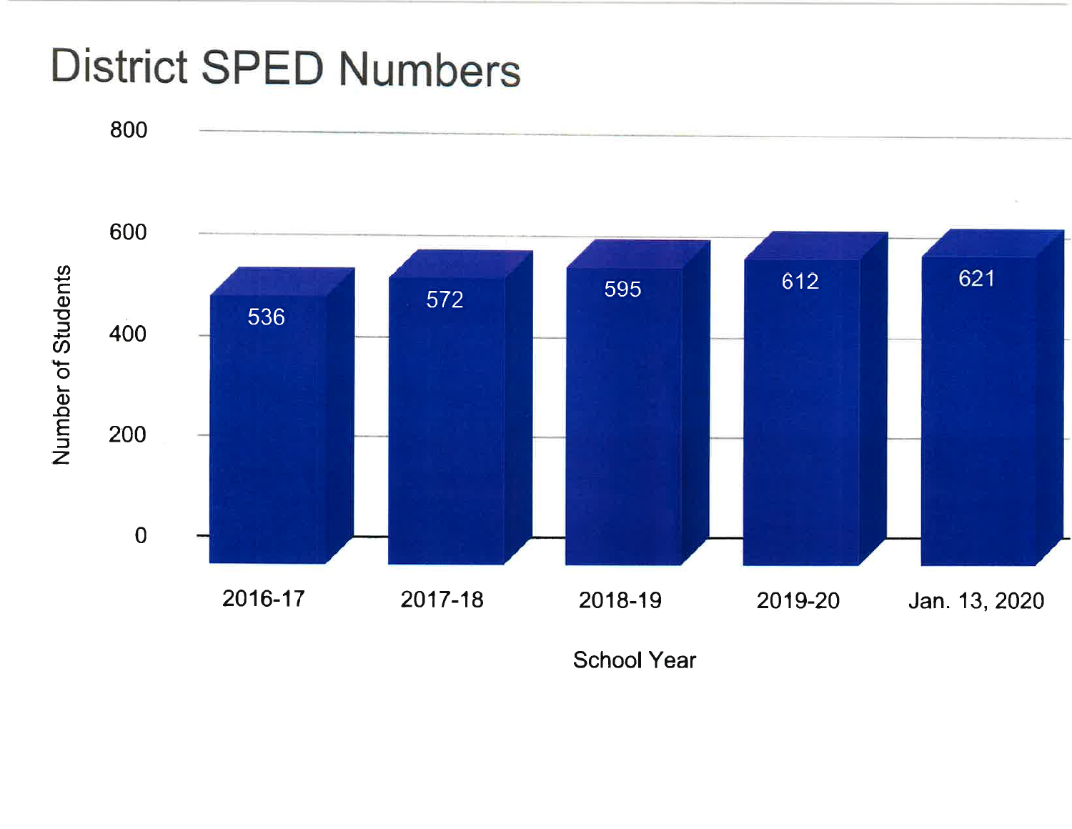# District SPED Numbers

| School Year | Number of Students |
|---|---|
| 2016-17 | 536 |
| 2017-18 | 572 |
| 2018-19 | 595 |
| 2019-20 | 612 |
| Jan. 13, 2020 | 621 |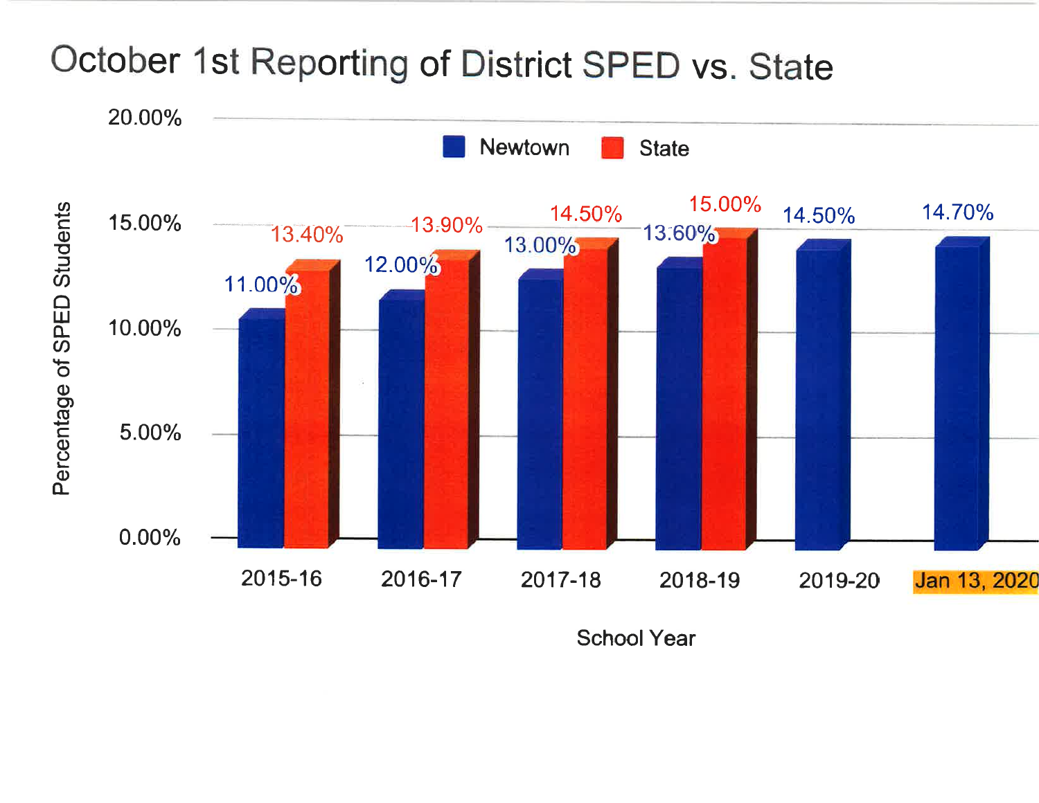# October 1st Reporting of District SPED vs. State

| School Year | Newtown | State |
| --- | --- | --- |
| 2015-16 | 11.00% | 13.40% |
| 2016-17 | 12.00% | 13.90% |
| 2017-18 | 13.00% | 14.50% |
| 2018-19 | 13.60% | 15.00% |
| 2019-20 | 14.50% | |
| Jan 13, 2020 | 14.70% | |

Percentage of SPED Students

School Year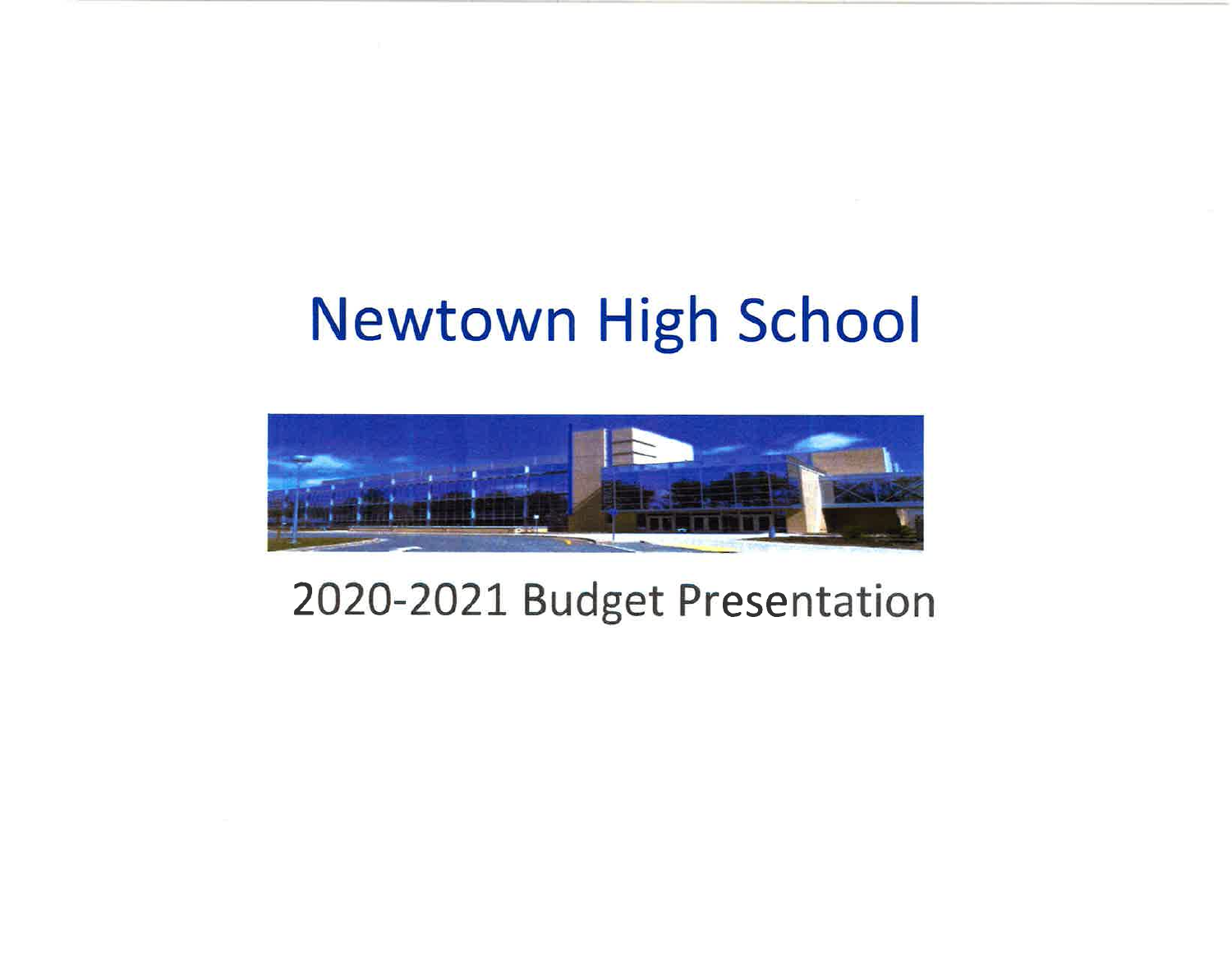# Newtown High School

2020-2021 Budget Presentation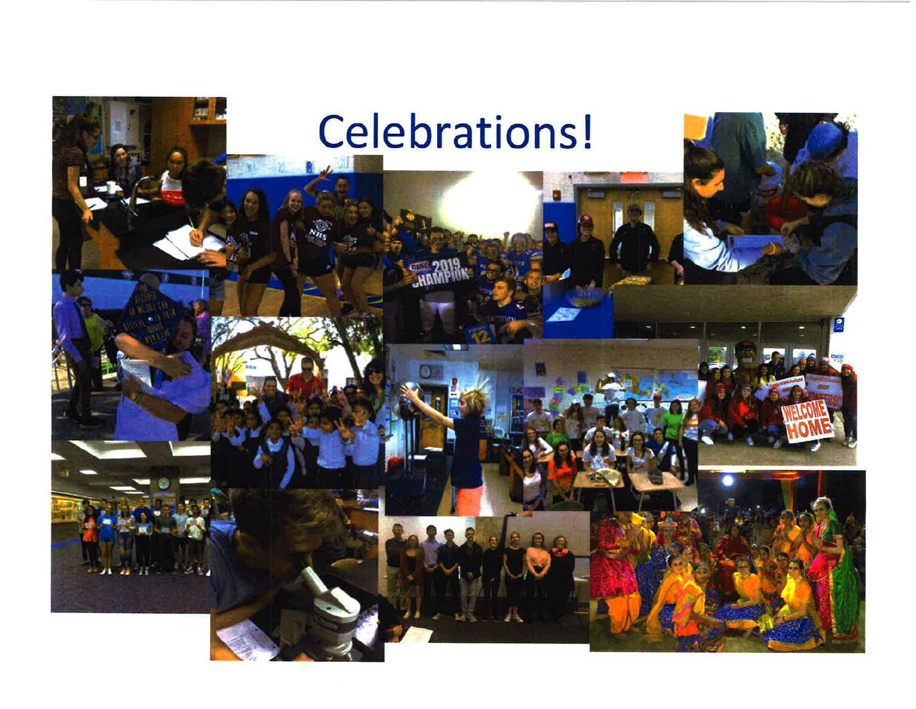# Celebrations!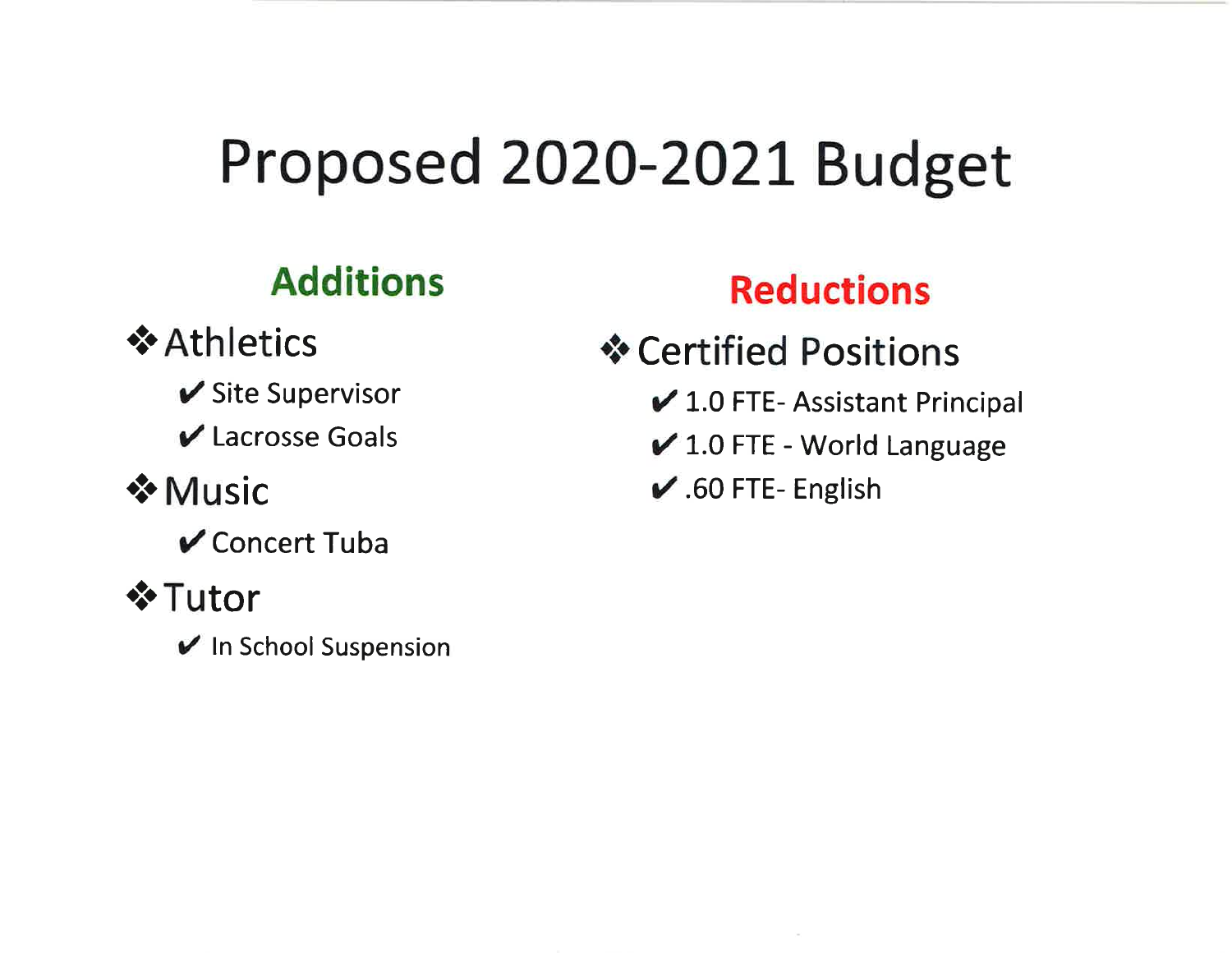# Proposed 2020-2021 Budget

## Additions

- **Athletics**
  - ✔ Site Supervisor
  - ✔ Lacrosse Goals
- **Music**
  - ✔ Concert Tuba
- **Tutor**
  - ✔ In School Suspension

## Reductions

- **Certified Positions**
  - ✔ 1.0 FTE- Assistant Principal
  - ✔ 1.0 FTE - World Language
  - ✔ .60 FTE- English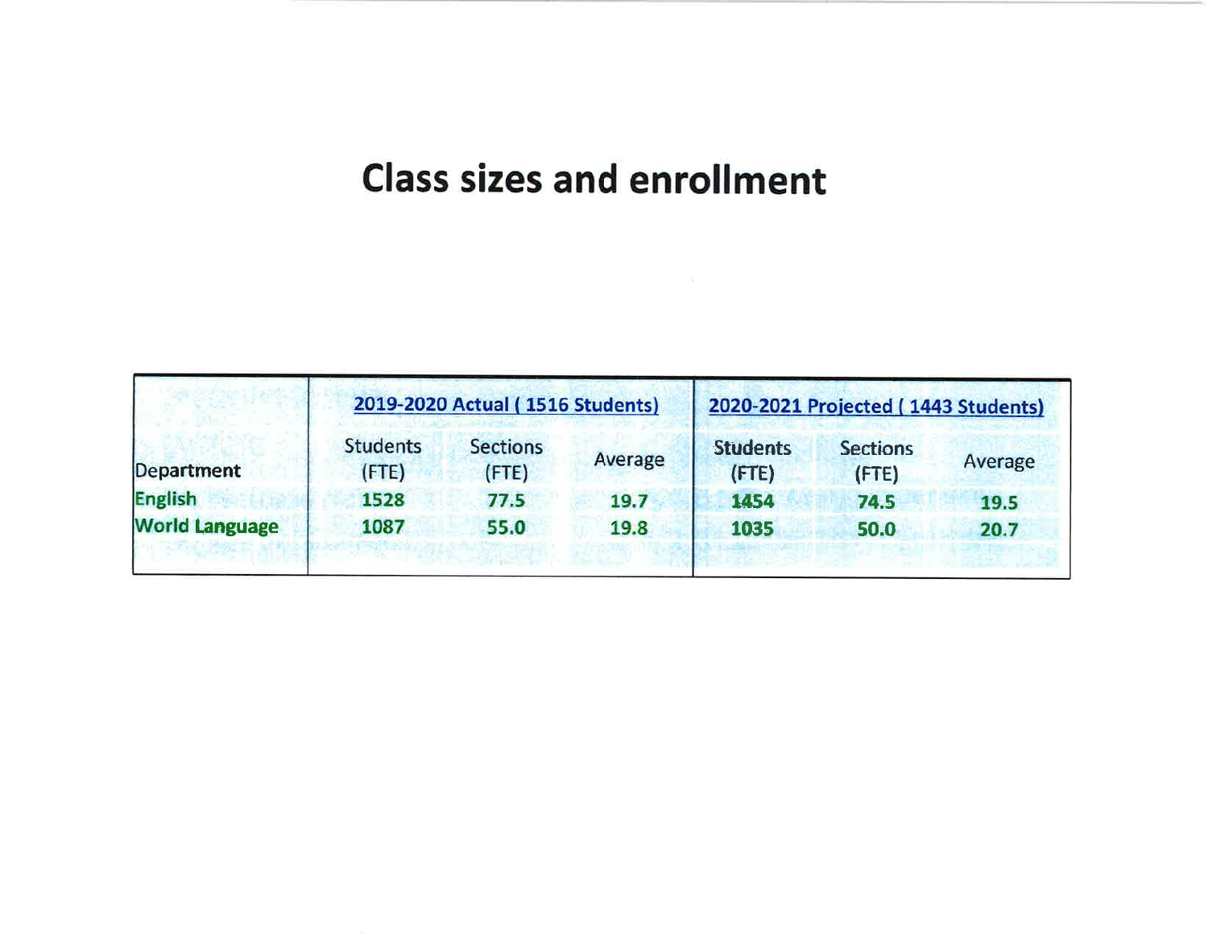# Class sizes and enrollment

| Department | 2019-2020 Actual ( 1516 Students) | | | 2020-2021 Projected ( 1443 Students) | | |
|---|---|---|---|---|---|---|
| | Students (FTE) | Sections (FTE) | Average | Students (FTE) | Sections (FTE) | Average |
| English | 1528 | 77.5 | 19.7 | 1454 | 74.5 | 19.5 |
| World Language | 1087 | 55.0 | 19.8 | 1035 | 50.0 | 20.7 |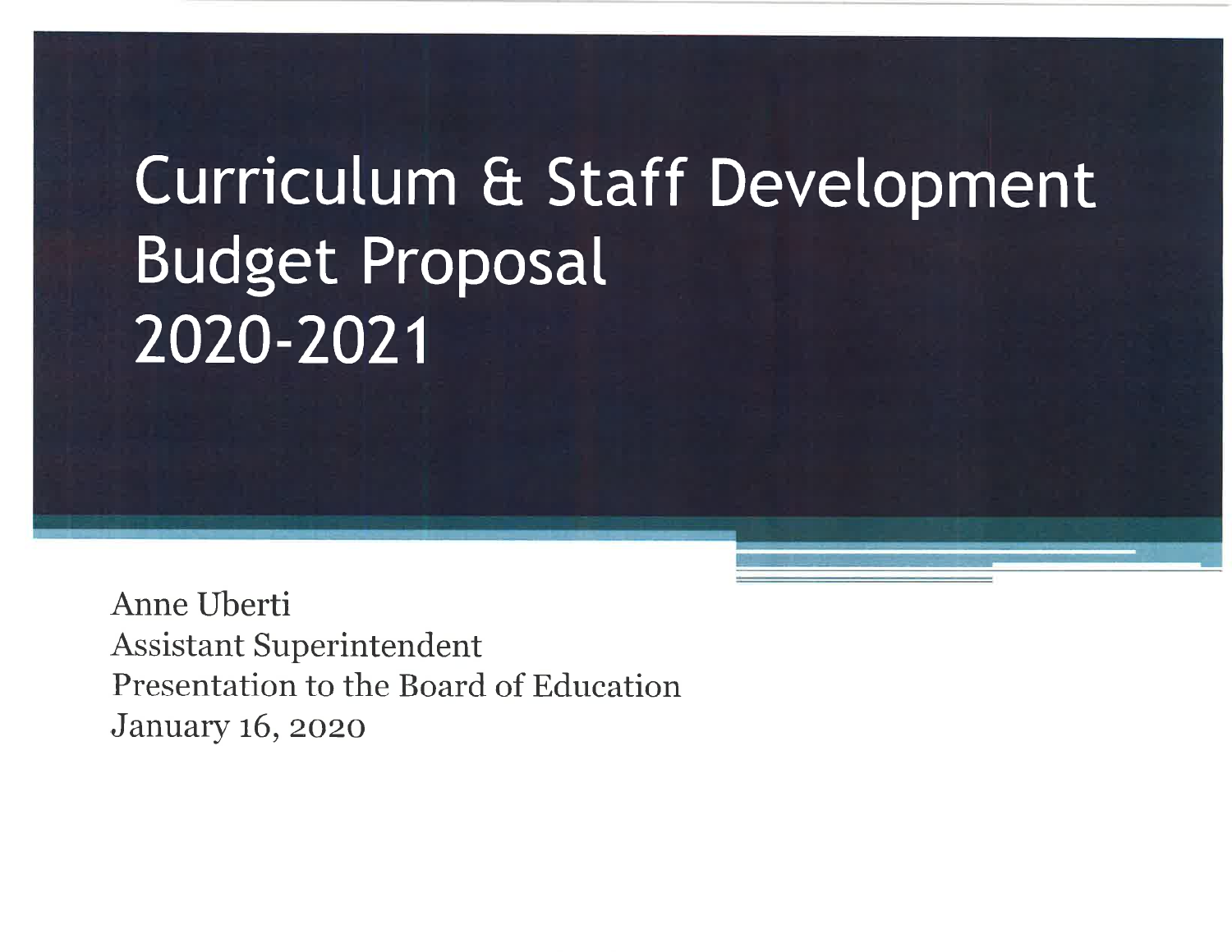# Curriculum & Staff Development Budget Proposal 2020-2021

Anne Uberti
Assistant Superintendent
Presentation to the Board of Education
January 16, 2020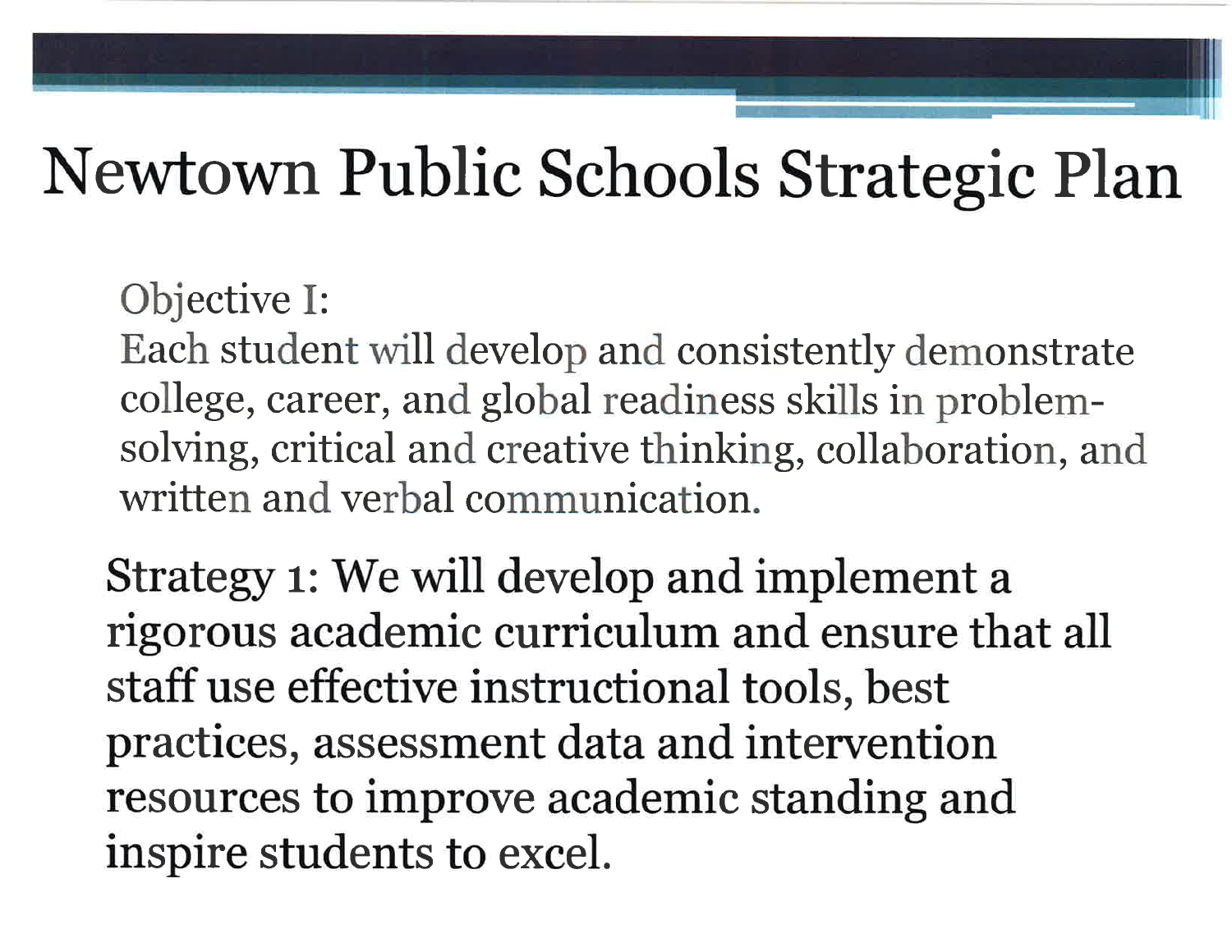# Newtown Public Schools Strategic Plan

Objective I:
Each student will develop and consistently demonstrate college, career, and global readiness skills in problem-solving, critical and creative thinking, collaboration, and written and verbal communication.

Strategy 1: We will develop and implement a rigorous academic curriculum and ensure that all staff use effective instructional tools, best practices, assessment data and intervention resources to improve academic standing and inspire students to excel.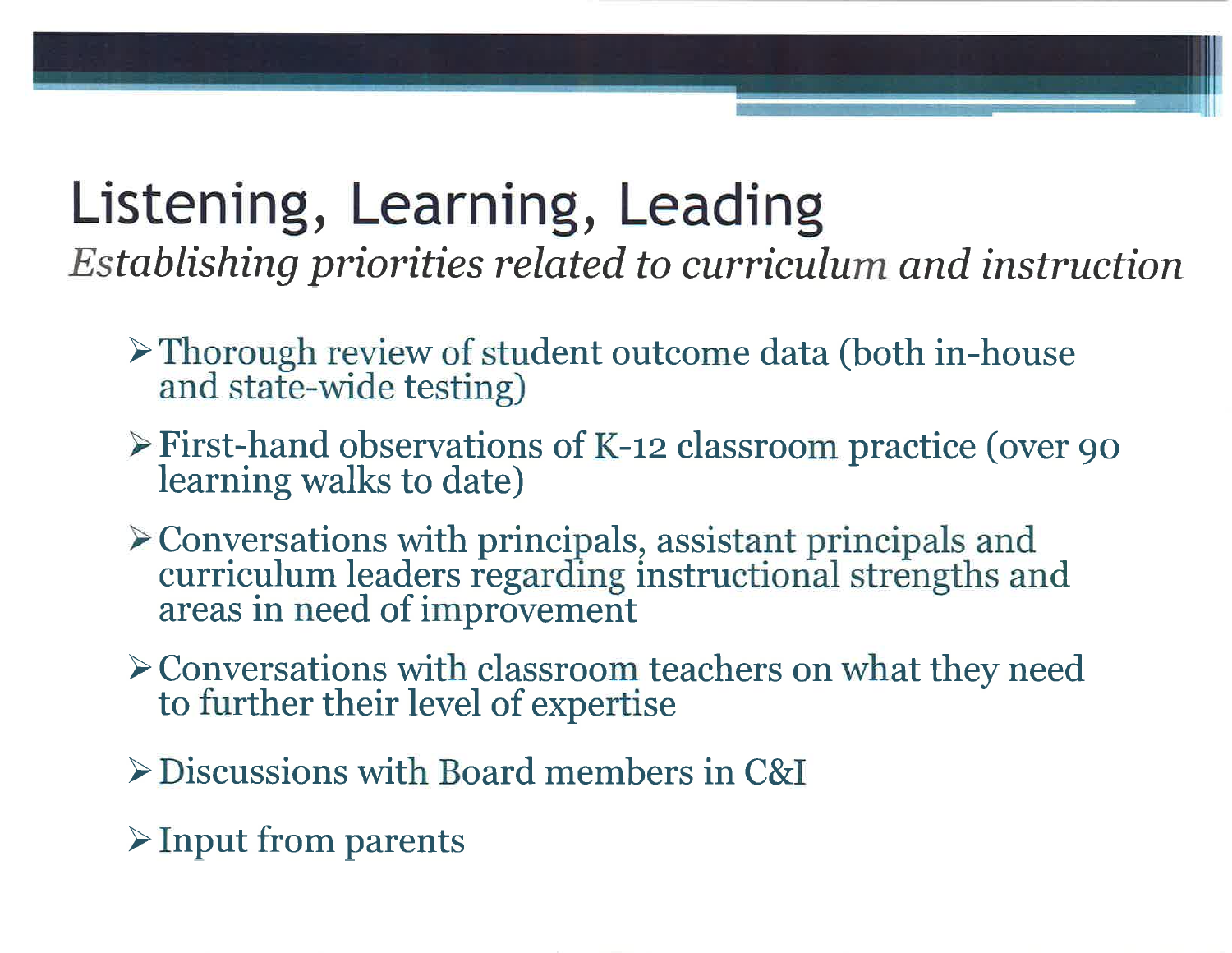# Listening, Learning, Leading

*Establishing priorities related to curriculum and instruction*

- Thorough review of student outcome data (both in-house and state-wide testing)
- First-hand observations of K-12 classroom practice (over 90 learning walks to date)
- Conversations with principals, assistant principals and curriculum leaders regarding instructional strengths and areas in need of improvement
- Conversations with classroom teachers on what they need to further their level of expertise
- Discussions with Board members in C&I
- Input from parents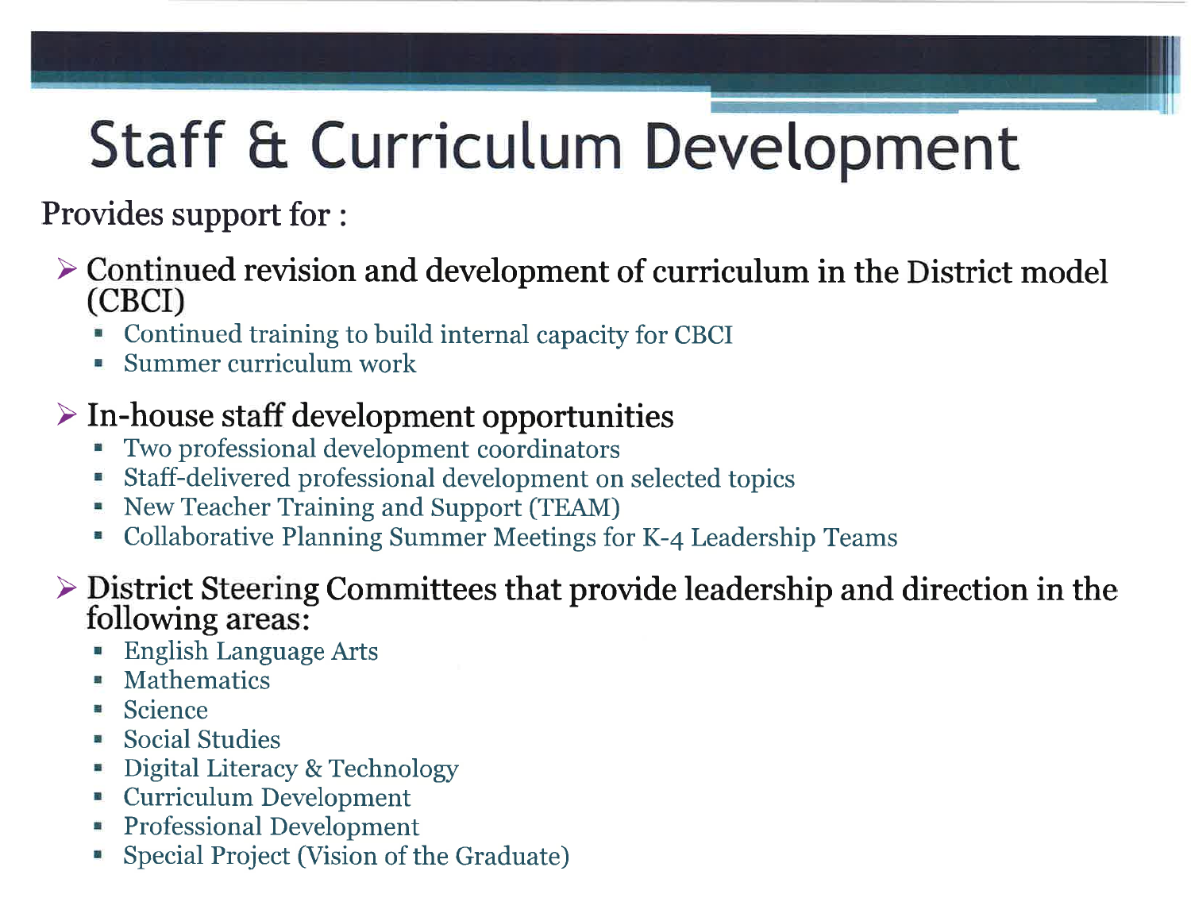# Staff & Curriculum Development

Provides support for :

- Continued revision and development of curriculum in the District model (CBCI)
  - Continued training to build internal capacity for CBCI
  - Summer curriculum work
- In-house staff development opportunities
  - Two professional development coordinators
  - Staff-delivered professional development on selected topics
  - New Teacher Training and Support (TEAM)
  - Collaborative Planning Summer Meetings for K-4 Leadership Teams
- District Steering Committees that provide leadership and direction in the following areas:
  - English Language Arts
  - Mathematics
  - Science
  - Social Studies
  - Digital Literacy & Technology
  - Curriculum Development
  - Professional Development
  - Special Project (Vision of the Graduate)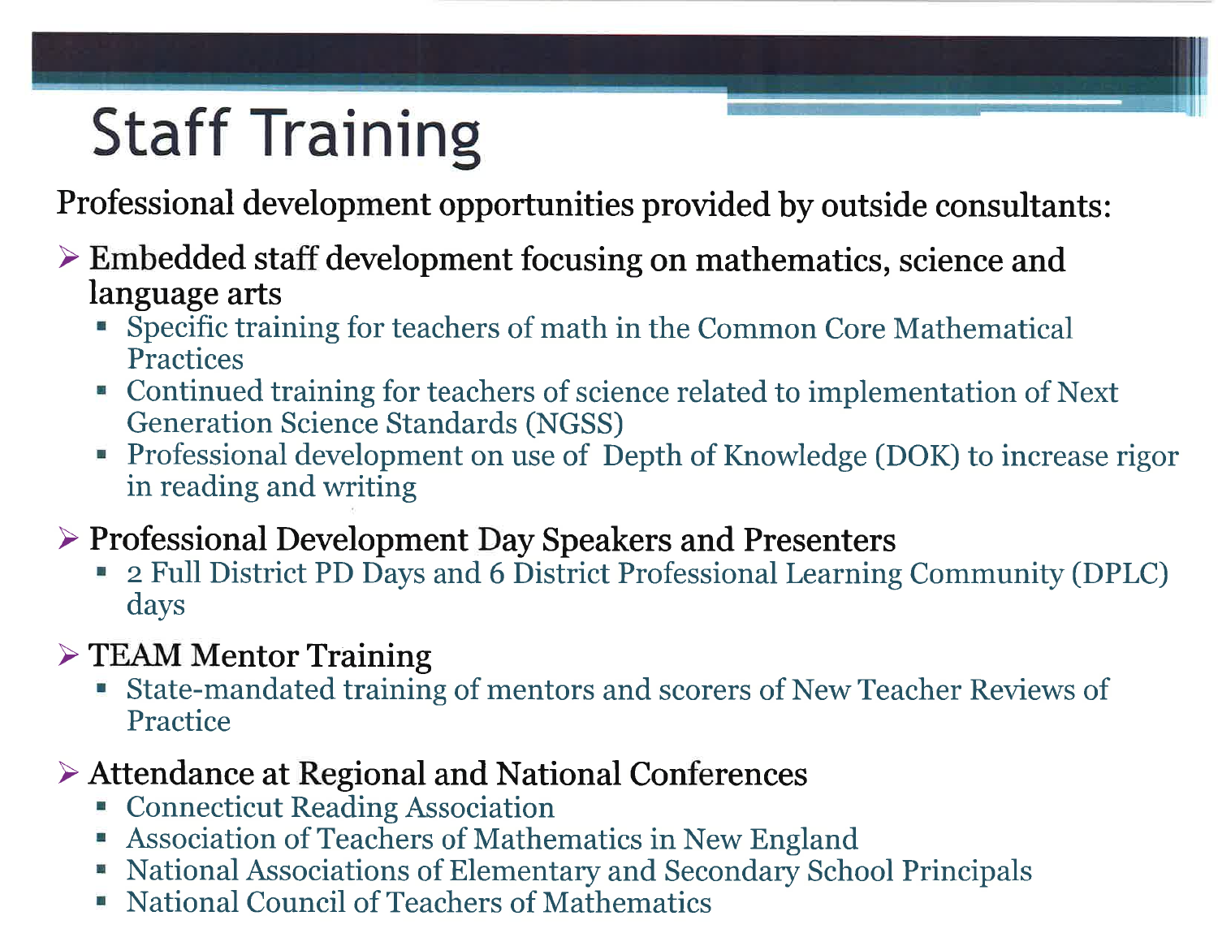# Staff Training

Professional development opportunities provided by outside consultants:

- Embedded staff development focusing on mathematics, science and language arts
  - Specific training for teachers of math in the Common Core Mathematical Practices
  - Continued training for teachers of science related to implementation of Next Generation Science Standards (NGSS)
  - Professional development on use of Depth of Knowledge (DOK) to increase rigor in reading and writing
- Professional Development Day Speakers and Presenters
  - 2 Full District PD Days and 6 District Professional Learning Community (DPLC) days
- TEAM Mentor Training
  - State-mandated training of mentors and scorers of New Teacher Reviews of Practice
- Attendance at Regional and National Conferences
  - Connecticut Reading Association
  - Association of Teachers of Mathematics in New England
  - National Associations of Elementary and Secondary School Principals
  - National Council of Teachers of Mathematics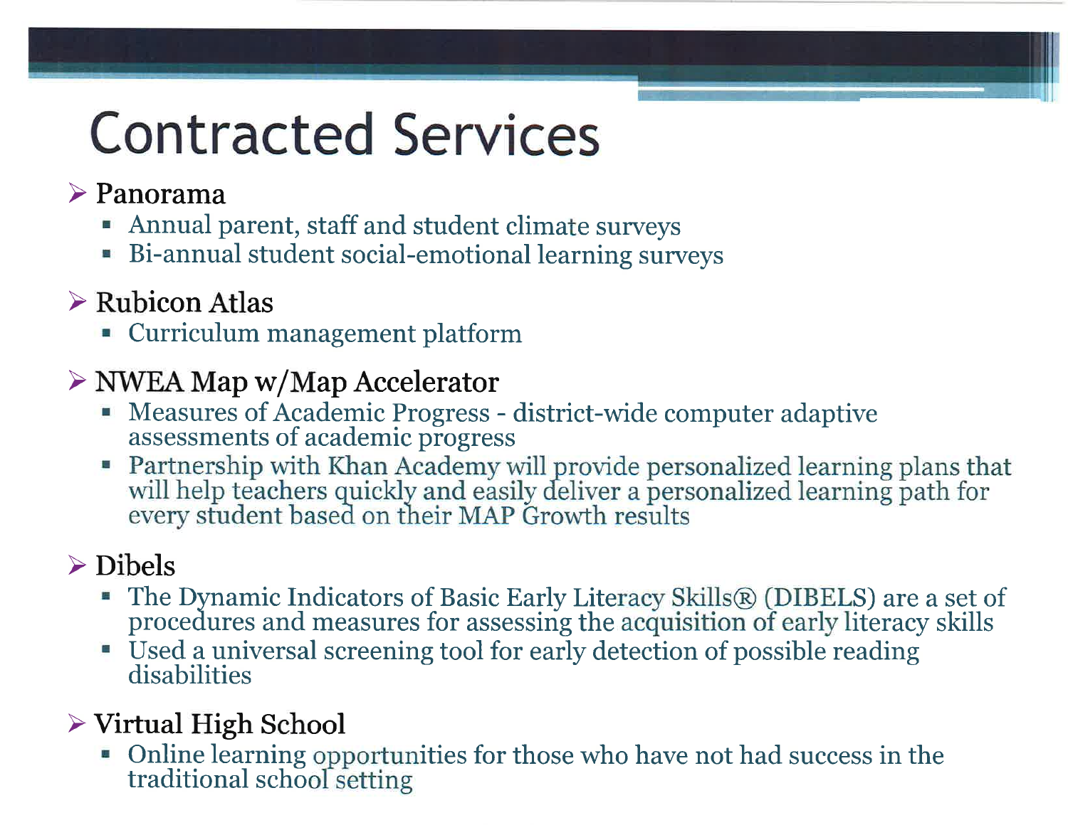# Contracted Services

- **Panorama**
  - Annual parent, staff and student climate surveys
  - Bi-annual student social-emotional learning surveys
- **Rubicon Atlas**
  - Curriculum management platform
- **NWEA Map w/Map Accelerator**
  - Measures of Academic Progress - district-wide computer adaptive assessments of academic progress
  - Partnership with Khan Academy will provide personalized learning plans that will help teachers quickly and easily deliver a personalized learning path for every student based on their MAP Growth results
- **Dibels**
  - The Dynamic Indicators of Basic Early Literacy Skills® (DIBELS) are a set of procedures and measures for assessing the acquisition of early literacy skills
  - Used a universal screening tool for early detection of possible reading disabilities
- **Virtual High School**
  - Online learning opportunities for those who have not had success in the traditional school setting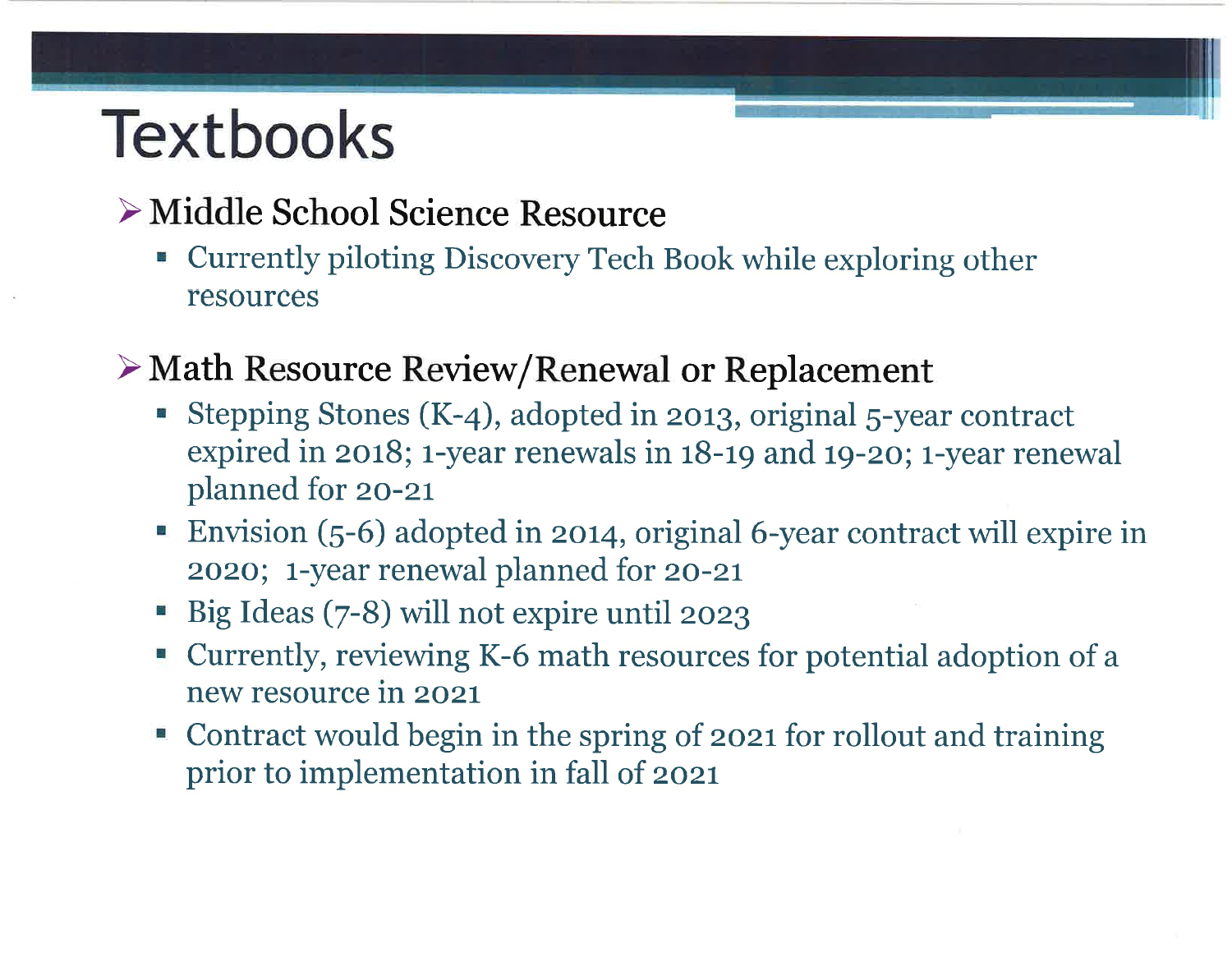# Textbooks

- Middle School Science Resource
  - Currently piloting Discovery Tech Book while exploring other resources

- Math Resource Review/Renewal or Replacement
  - Stepping Stones (K-4), adopted in 2013, original 5-year contract expired in 2018; 1-year renewals in 18-19 and 19-20; 1-year renewal planned for 20-21
  - Envision (5-6) adopted in 2014, original 6-year contract will expire in 2020; 1-year renewal planned for 20-21
  - Big Ideas (7-8) will not expire until 2023
  - Currently, reviewing K-6 math resources for potential adoption of a new resource in 2021
  - Contract would begin in the spring of 2021 for rollout and training prior to implementation in fall of 2021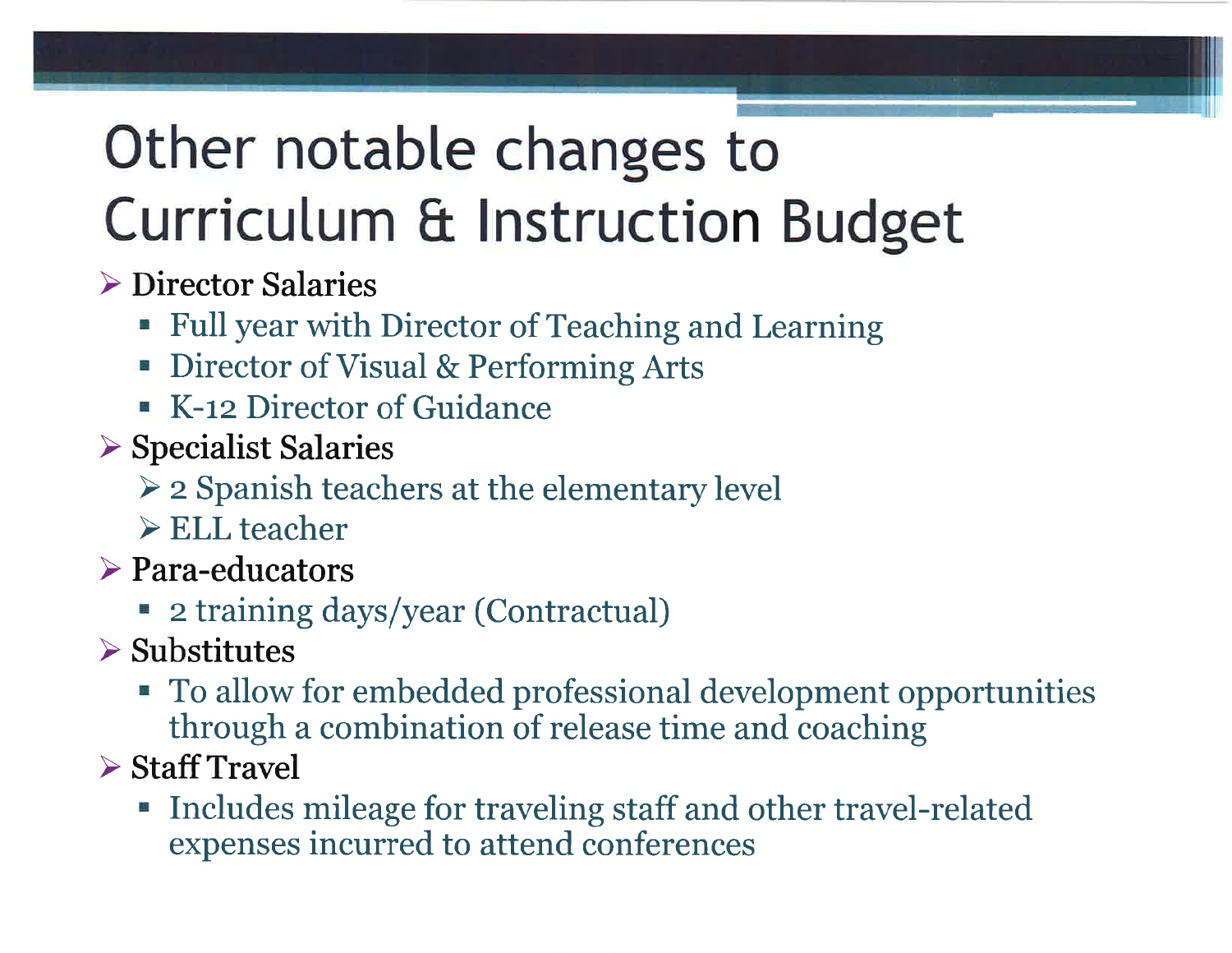# Other notable changes to Curriculum & Instruction Budget

- Director Salaries
  - Full year with Director of Teaching and Learning
  - Director of Visual & Performing Arts
  - K-12 Director of Guidance
- Specialist Salaries
  - 2 Spanish teachers at the elementary level
  - ELL teacher
- Para-educators
  - 2 training days/year (Contractual)
- Substitutes
  - To allow for embedded professional development opportunities through a combination of release time and coaching
- Staff Travel
  - Includes mileage for traveling staff and other travel-related expenses incurred to attend conferences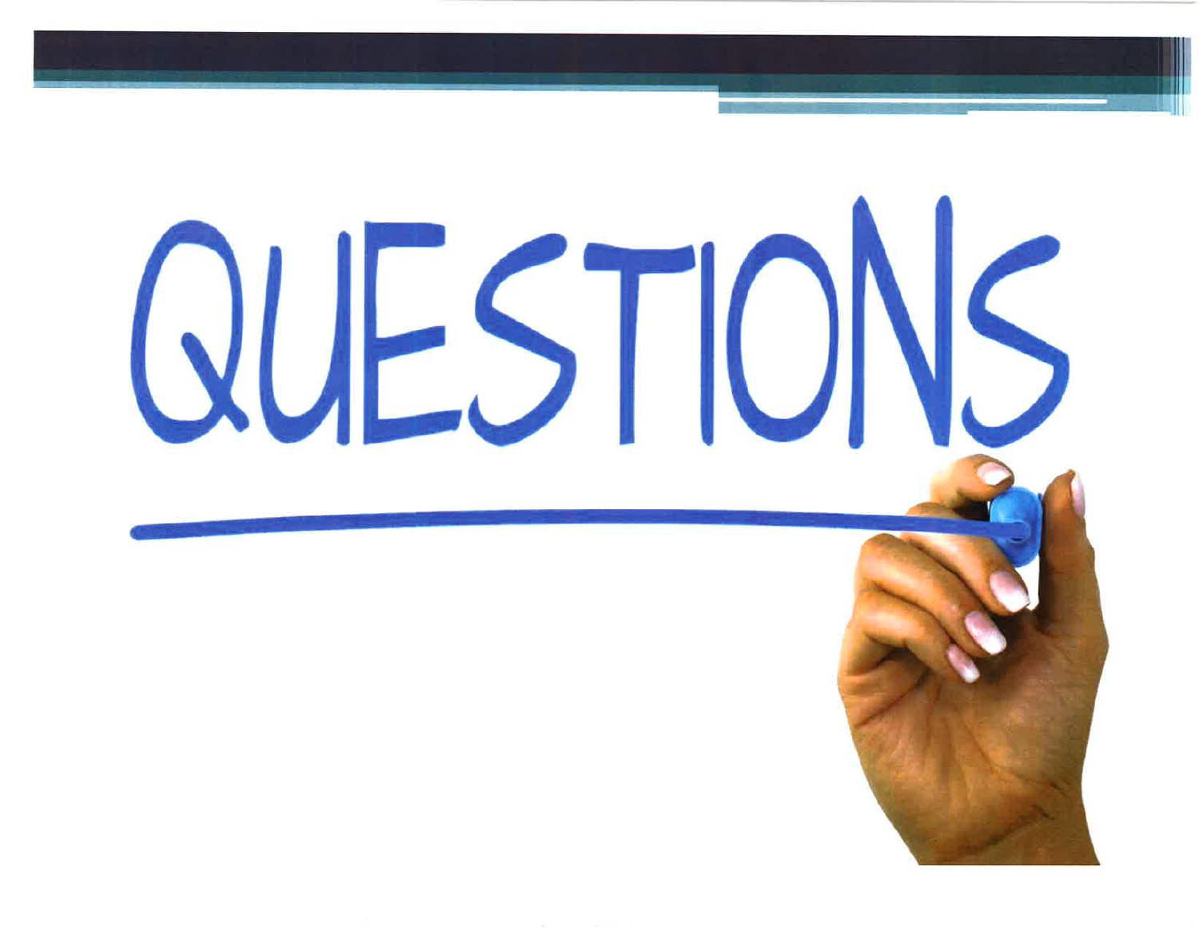# QUESTIONS